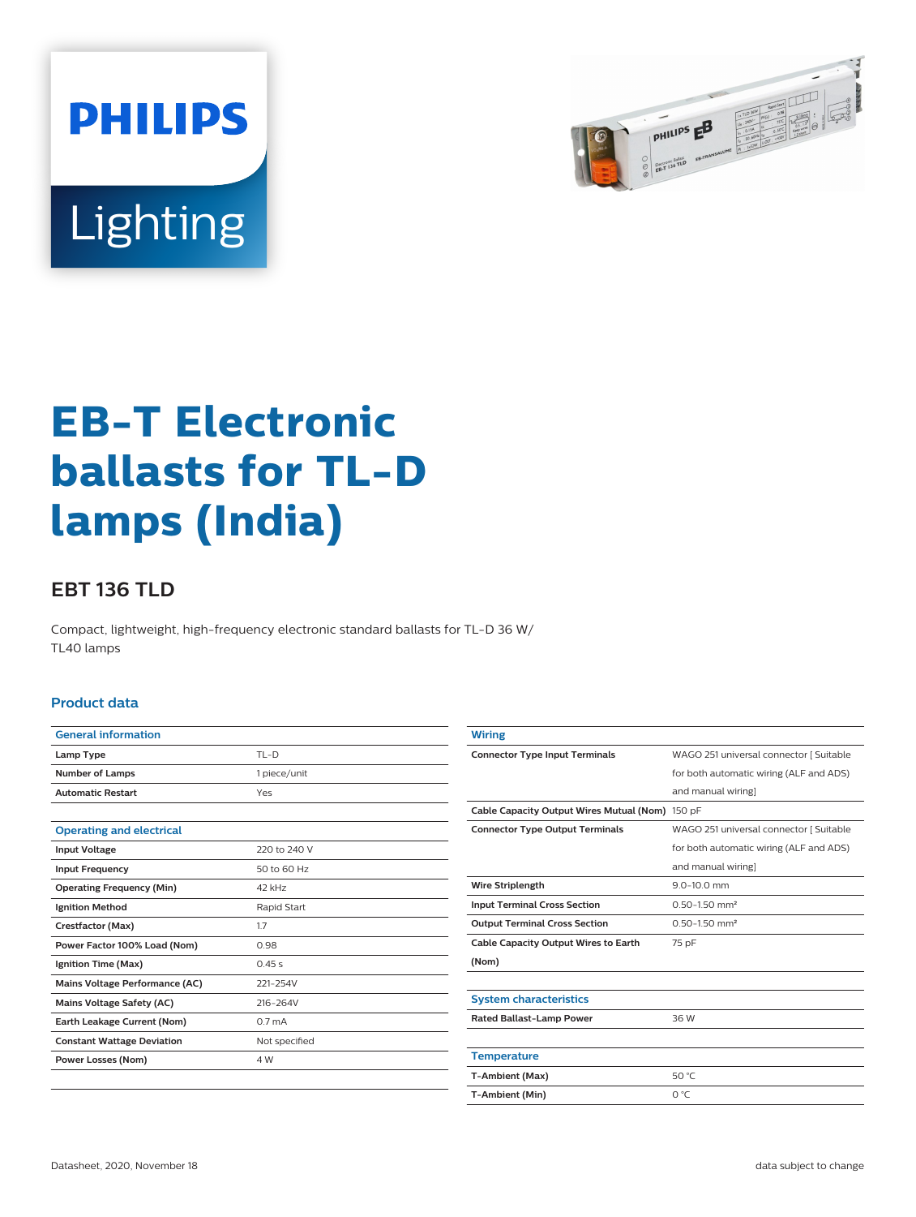# EB-T Electronic ballasts for TL-D lamps (India)

## EBT 136 TLD

Compact, lightweight, high-frequency electronic standard ballasts for TL-D 36 W/ TL40 lamps

### Product data

| General information | |
|---|---|
| Lamp Type | TL-D |
| Number of Lamps | 1 piece/unit |
| Automatic Restart | Yes |

| Operating and electrical | |
|---|---|
| Input Voltage | 220 to 240 V |
| Input Frequency | 50 to 60 Hz |
| Operating Frequency (Min) | 42 kHz |
| Ignition Method | Rapid Start |
| Crestfactor (Max) | 1.7 |
| Power Factor 100% Load (Nom) | 0.98 |
| Ignition Time (Max) | 0.45 s |
| Mains Voltage Performance (AC) | 221-254V |
| Mains Voltage Safety (AC) | 216-264V |
| Earth Leakage Current (Nom) | 0.7 mA |
| Constant Wattage Deviation | Not specified |
| Power Losses (Nom) | 4 W |

| Wiring | |
|---|---|
| Connector Type Input Terminals | WAGO 251 universal connector [ Suitable for both automatic wiring (ALF and ADS) and manual wiring] |
| Cable Capacity Output Wires Mutual (Nom) | 150 pF |
| Connector Type Output Terminals | WAGO 251 universal connector [ Suitable for both automatic wiring (ALF and ADS) and manual wiring] |
| Wire Striplength | 9.0-10.0 mm |
| Input Terminal Cross Section | 0.50-1.50 mm² |
| Output Terminal Cross Section | 0.50-1.50 mm² |
| Cable Capacity Output Wires to Earth (Nom) | 75 pF |

| System characteristics | |
|---|---|
| Rated Ballast-Lamp Power | 36 W |

| Temperature | |
|---|---|
| T-Ambient (Max) | 50 °C |
| T-Ambient (Min) | 0 °C |

Datasheet, 2020, November 18

data subject to change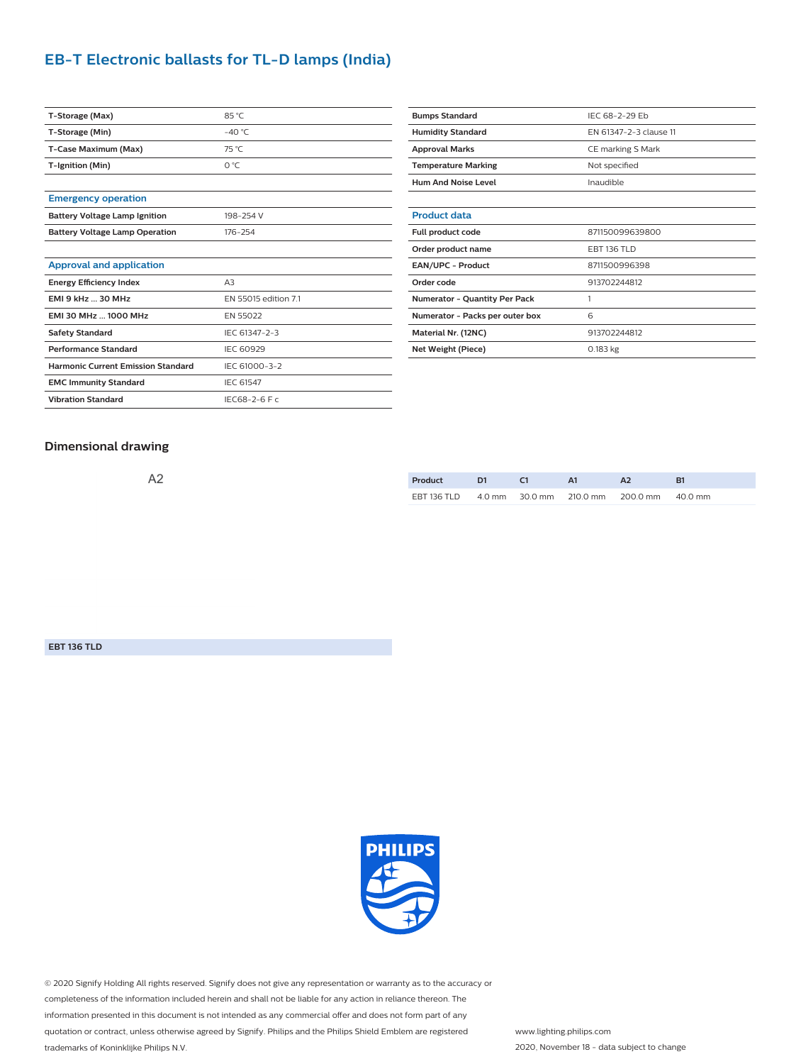# EB-T Electronic ballasts for TL-D lamps (India)

| | |
|---|---|
| T-Storage (Max) | 85 °C |
| T-Storage (Min) | -40 °C |
| T-Case Maximum (Max) | 75 °C |
| T-Ignition (Min) | 0 °C |

### Emergency operation

| | |
|---|---|
| Battery Voltage Lamp Ignition | 198-254 V |
| Battery Voltage Lamp Operation | 176-254 |

### Approval and application

| | |
|---|---|
| Energy Efficiency Index | A3 |
| EMI 9 kHz ... 30 MHz | EN 55015 edition 7.1 |
| EMI 30 MHz ... 1000 MHz | EN 55022 |
| Safety Standard | IEC 61347-2-3 |
| Performance Standard | IEC 60929 |
| Harmonic Current Emission Standard | IEC 61000-3-2 |
| EMC Immunity Standard | IEC 61547 |
| Vibration Standard | IEC68-2-6 F c |
| Bumps Standard | IEC 68-2-29 Eb |
| Humidity Standard | EN 61347-2-3 clause 11 |
| Approval Marks | CE marking S Mark |
| Temperature Marking | Not specified |
| Hum And Noise Level | Inaudible |

### Product data

| | |
|---|---|
| Full product code | 871150099639800 |
| Order product name | EBT 136 TLD |
| EAN/UPC - Product | 8711500996398 |
| Order code | 913702244812 |
| Numerator - Quantity Per Pack | 1 |
| Numerator - Packs per outer box | 6 |
| Material Nr. (12NC) | 913702244812 |
| Net Weight (Piece) | 0.183 kg |

## Dimensional drawing

A2

EBT 136 TLD

| Product | D1 | C1 | A1 | A2 | B1 |
|---|---|---|---|---|---|
| EBT 136 TLD | 4.0 mm | 30.0 mm | 210.0 mm | 200.0 mm | 40.0 mm |

© 2020 Signify Holding All rights reserved. Signify does not give any representation or warranty as to the accuracy or completeness of the information included herein and shall not be liable for any action in reliance thereon. The information presented in this document is not intended as any commercial offer and does not form part of any quotation or contract, unless otherwise agreed by Signify. Philips and the Philips Shield Emblem are registered trademarks of Koninklijke Philips N.V.

www.lighting.philips.com

2020, November 18 - data subject to change